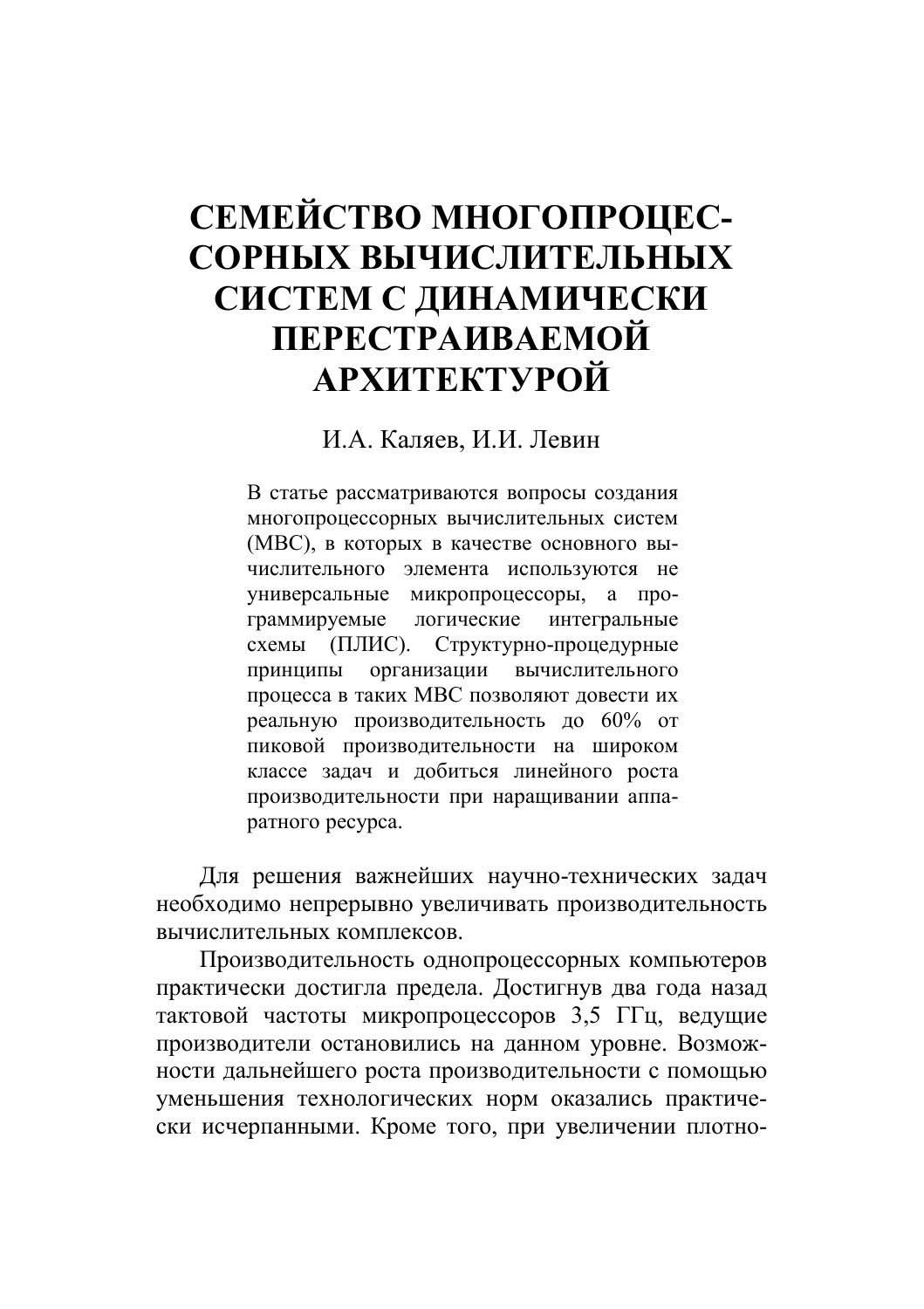# СЕМЕЙСТВО МНОГОПРОЦЕССОРНЫХ ВЫЧИСЛИТЕЛЬНЫХ СИСТЕМ С ДИНАМИЧЕСКИ ПЕРЕСТРАИВАЕМОЙ АРХИТЕКТУРОЙ

И.А. Каляев, И.И. Левин

В статье рассматриваются вопросы создания многопроцессорных вычислительных систем (МВС), в которых в качестве основного вычислительного элемента используются не универсальные микропроцессоры, а программируемые логические интегральные схемы (ПЛИС). Структурно-процедурные принципы организации вычислительного процесса в таких МВС позволяют довести их реальную производительность до 60% от пиковой производительности на широком классе задач и добиться линейного роста производительности при наращивании аппаратного ресурса.

Для решения важнейших научно-технических задач необходимо непрерывно увеличивать производительность вычислительных комплексов.

Производительность однопроцессорных компьютеров практически достигла предела. Достигнув два года назад тактовой частоты микропроцессоров 3,5 ГГц, ведущие производители остановились на данном уровне. Возможности дальнейшего роста производительности с помощью уменьшения технологических норм оказались практически исчерпанными. Кроме того, при увеличении плотно-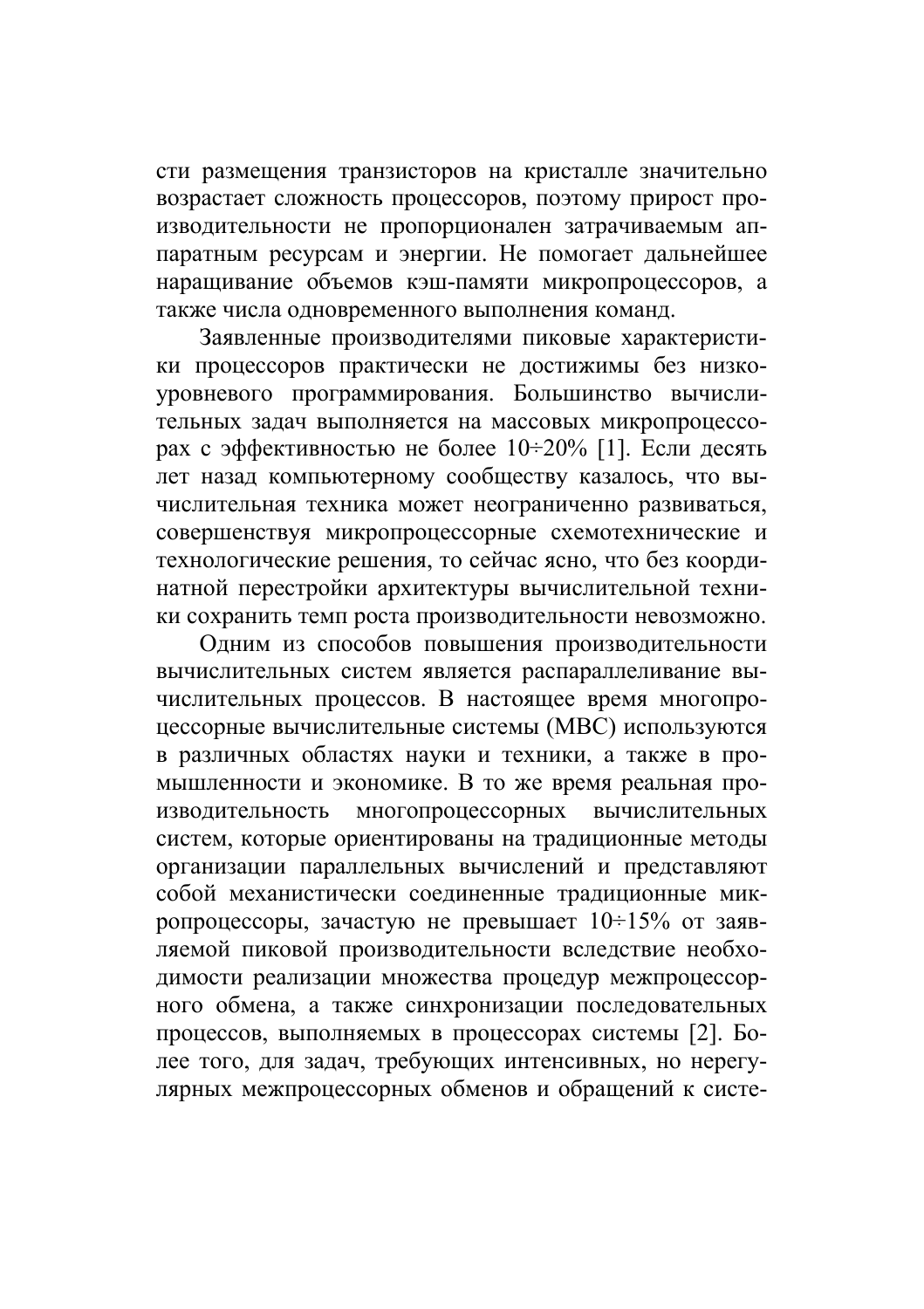сти размещения транзисторов на кристалле значительно возрастает сложность процессоров, поэтому прирост производительности не пропорционален затрачиваемым аппаратным ресурсам и энергии. Не помогает дальнейшее наращивание объемов кэш-памяти микропроцессоров, а также числа одновременного выполнения команд.

Заявленные производителями пиковые характеристики процессоров практически не достижимы без низкоуровневого программирования. Большинство вычислительных задач выполняется на массовых микропроцессорах с эффективностью не более 10÷20% [1]. Если десять лет назад компьютерному сообществу казалось, что вычислительная техника может неограниченно развиваться, совершенствуя микропроцессорные схемотехнические и технологические решения, то сейчас ясно, что без координатной перестройки архитектуры вычислительной техники сохранить темп роста производительности невозможно.

Одним из способов повышения производительности вычислительных систем является распараллеливание вычислительных процессов. В настоящее время многопроцессорные вычислительные системы (МВС) используются в различных областях науки и техники, а также в промышленности и экономике. В то же время реальная производительность многопроцессорных вычислительных систем, которые ориентированы на традиционные методы организации параллельных вычислений и представляют собой механистически соединенные традиционные микропроцессоры, зачастую не превышает 10÷15% от заявляемой пиковой производительности вследствие необходимости реализации множества процедур межпроцессорного обмена, а также синхронизации последовательных процессов, выполняемых в процессорах системы [2]. Более того, для задач, требующих интенсивных, но нерегулярных межпроцессорных обменов и обращений к систе-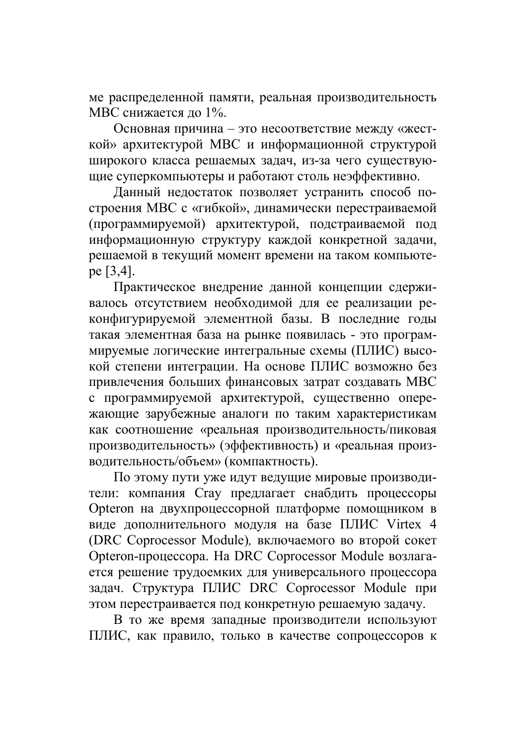ме распределенной памяти, реальная производительность МВС снижается до 1%.

Основная причина – это несоответствие между «жесткой» архитектурой МВС и информационной структурой широкого класса решаемых задач, из-за чего существующие суперкомпьютеры и работают столь неэффективно.

Данный недостаток позволяет устранить способ построения МВС с «гибкой», динамически перестраиваемой (программируемой) архитектурой, подстраиваемой под информационную структуру каждой конкретной задачи, решаемой в текущий момент времени на таком компьютере [3,4].

Практическое внедрение данной концепции сдерживалось отсутствием необходимой для ее реализации реконфигурируемой элементной базы. В последние годы такая элементная база на рынке появилась - это программируемые логические интегральные схемы (ПЛИС) высокой степени интеграции. На основе ПЛИС возможно без привлечения больших финансовых затрат создавать МВС с программируемой архитектурой, существенно опережающие зарубежные аналоги по таким характеристикам как соотношение «реальная производительность/пиковая производительность» (эффективность) и «реальная производительность/объем» (компактность).

По этому пути уже идут ведущие мировые производители: компания Cray предлагает снабдить процессоры Opteron на двухпроцессорной платформе помощником в виде дополнительного модуля на базе ПЛИС Virtex 4 (DRC Coprocessor Module), включаемого во второй сокет Opteron-процессора. На DRC Coprocessor Module возлагается решение трудоемких для универсального процессора задач. Структура ПЛИС DRC Coprocessor Module при этом перестраивается под конкретную решаемую задачу.

В то же время западные производители используют ПЛИС, как правило, только в качестве сопроцессоров к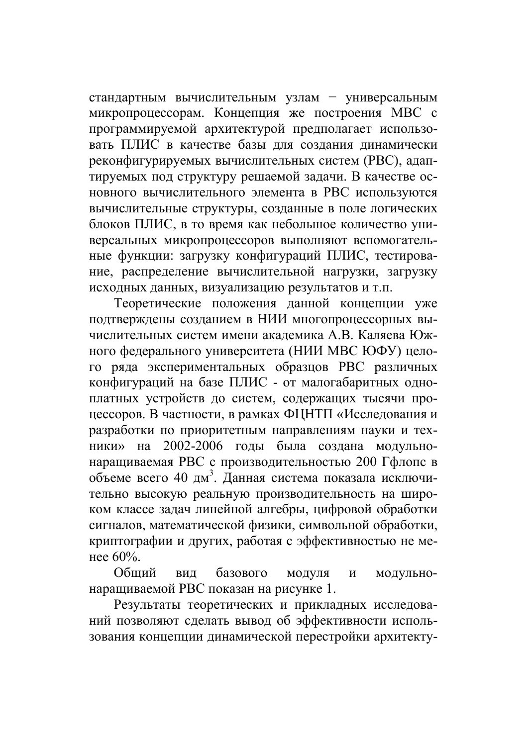стандартным вычислительным узлам − универсальным микропроцессорам. Концепция же построения МВС с программируемой архитектурой предполагает использовать ПЛИС в качестве базы для создания динамически реконфигурируемых вычислительных систем (РВС), адаптируемых под структуру решаемой задачи. В качестве основного вычислительного элемента в РВС используются вычислительные структуры, созданные в поле логических блоков ПЛИС, в то время как небольшое количество универсальных микропроцессоров выполняют вспомогательные функции: загрузку конфигураций ПЛИС, тестирование, распределение вычислительной нагрузки, загрузку исходных данных, визуализацию результатов и т.п.

Теоретические положения данной концепции уже подтверждены созданием в НИИ многопроцессорных вычислительных систем имени академика А.В. Каляева Южного федерального университета (НИИ МВС ЮФУ) целого ряда экспериментальных образцов РВС различных конфигураций на базе ПЛИС - от малогабаритных одноплатных устройств до систем, содержащих тысячи процессоров. В частности, в рамках ФЦНТП «Исследования и разработки по приоритетным направлениям науки и техники» на 2002-2006 годы была создана модульно-наращиваемая РВС с производительностью 200 Гфлопс в объеме всего 40 дм$^3$. Данная система показала исключительно высокую реальную производительность на широком классе задач линейной алгебры, цифровой обработки сигналов, математической физики, символьной обработки, криптографии и других, работая с эффективностью не менее 60%.

Общий вид базового модуля и модульно-наращиваемой РВС показан на рисунке 1.

Результаты теоретических и прикладных исследований позволяют сделать вывод об эффективности использования концепции динамической перестройки архитекту-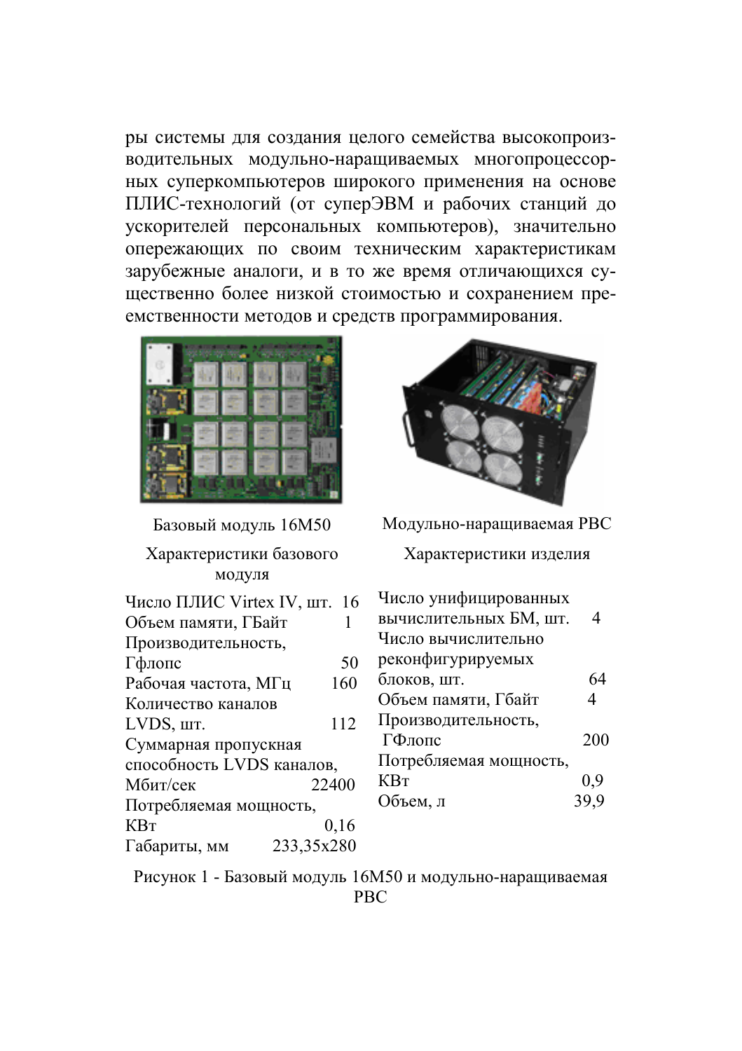ры системы для создания целого семейства высокопроизводительных модульно-наращиваемых многопроцессорных суперкомпьютеров широкого применения на основе ПЛИС-технологий (от суперЭВМ и рабочих станций до ускорителей персональных компьютеров), значительно опережающих по своим техническим характеристикам зарубежные аналоги, и в то же время отличающихся существенно более низкой стоимостью и сохранением преемственности методов и средств программирования.

Базовый модуль 16М50

Характеристики базового модуля

| | |
|---|---|
| Число ПЛИС Virtex IV, шт. | 16 |
| Объем памяти, ГБайт | 1 |
| Производительность, Гфлопс | 50 |
| Рабочая частота, МГц | 160 |
| Количество каналов LVDS, шт. | 112 |
| Суммарная пропускная способность LVDS каналов, Мбит/сек | 22400 |
| Потребляемая мощность, КВт | 0,16 |
| Габариты, мм | 233,35x280 |

Модульно-наращиваемая РВС

Характеристики изделия

| | |
|---|---|
| Число унифицированных вычислительных БМ, шт. | 4 |
| Число вычислительно реконфигурируемых блоков, шт. | 64 |
| Объем памяти, Гбайт | 4 |
| Производительность, ГФлопс | 200 |
| Потребляемая мощность, КВт | 0,9 |
| Объем, л | 39,9 |

Рисунок 1 - Базовый модуль 16М50 и модульно-наращиваемая РВС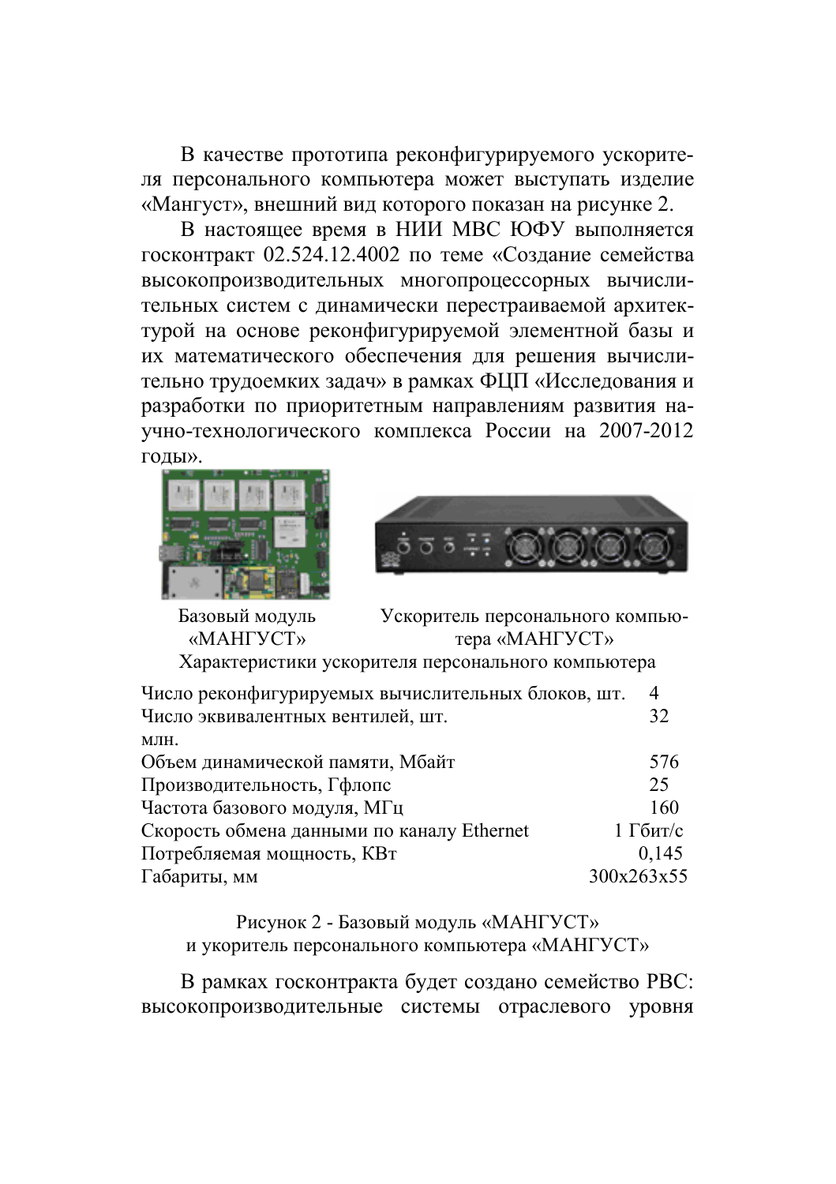В качестве прототипа реконфигурируемого ускорителя персонального компьютера может выступать изделие «Мангуст», внешний вид которого показан на рисунке 2.

В настоящее время в НИИ МВС ЮФУ выполняется госконтракт 02.524.12.4002 по теме «Создание семейства высокопроизводительных многопроцессорных вычислительных систем с динамически перестраиваемой архитектурой на основе реконфигурируемой элементной базы и их математического обеспечения для решения вычислительно трудоемких задач» в рамках ФЦП «Исследования и разработки по приоритетным направлениям развития научно-технологического комплекса России на 2007-2012 годы».

Базовый модуль «МАНГУСТ» — Ускоритель персонального компьютера «МАНГУСТ»

Характеристики ускорителя персонального компьютера

| | |
|---|---|
| Число реконфигурируемых вычислительных блоков, шт. | 4 |
| Число эквивалентных вентилей, шт. млн. | 32 |
| Объем динамической памяти, Мбайт | 576 |
| Производительность, Гфлопс | 25 |
| Частота базового модуля, МГц | 160 |
| Скорость обмена данными по каналу Ethernet | 1 Гбит/с |
| Потребляемая мощность, КВт | 0,145 |
| Габариты, мм | 300x263x55 |

Рисунок 2 - Базовый модуль «МАНГУСТ» и укоритель персонального компьютера «МАНГУСТ»

В рамках госконтракта будет создано семейство РВС: высокопроизводительные системы отраслевого уровня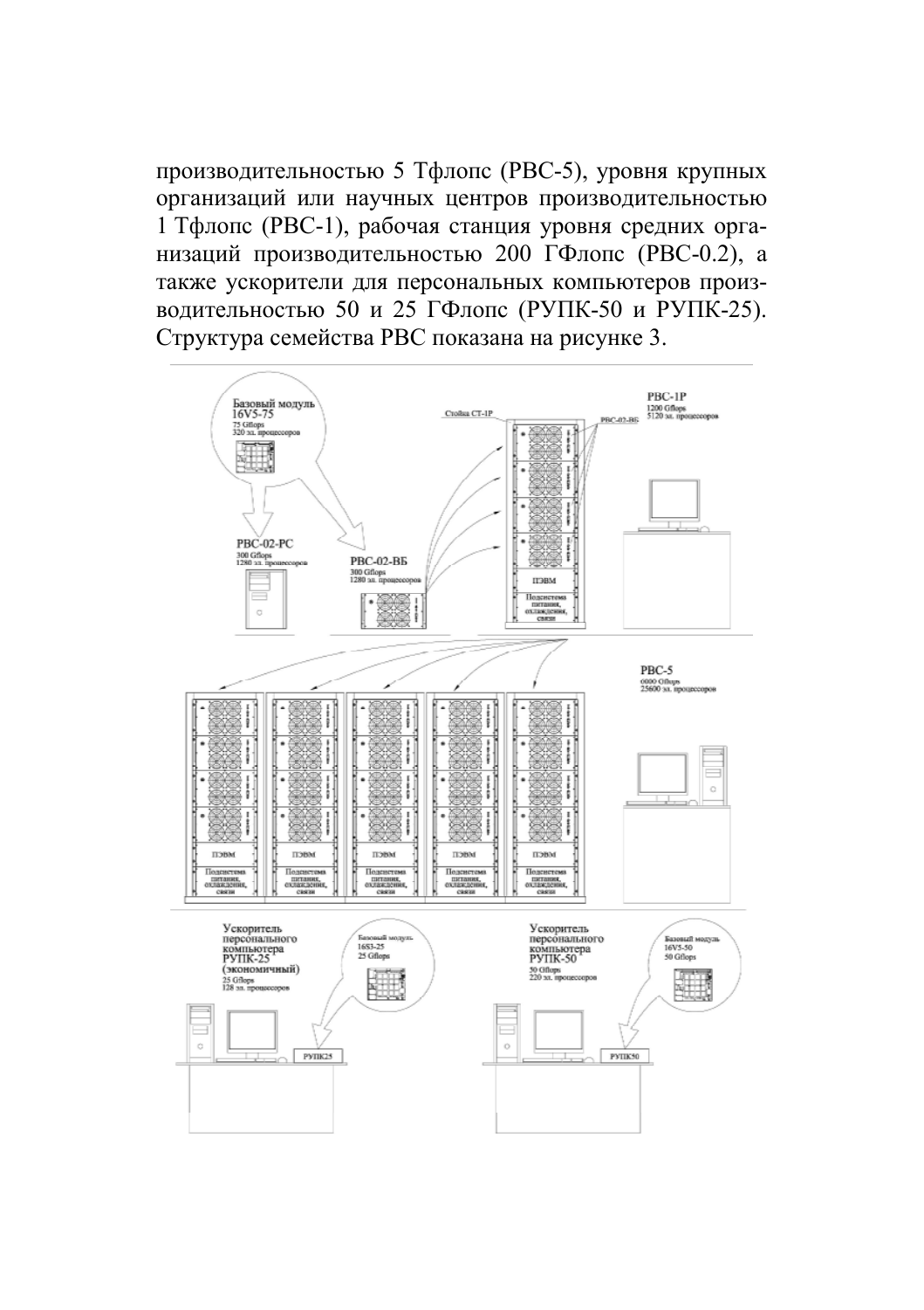производительностью 5 Тфлопс (РВС-5), уровня крупных организаций или научных центров производительностью 1 Тфлопс (РВС-1), рабочая станция уровня средних организаций производительностью 200 ГФлопс (РВС-0.2), а также ускорители для персональных компьютеров производительностью 50 и 25 ГФлопс (РУПК-50 и РУПК-25). Структура семейства РВС показана на рисунке 3.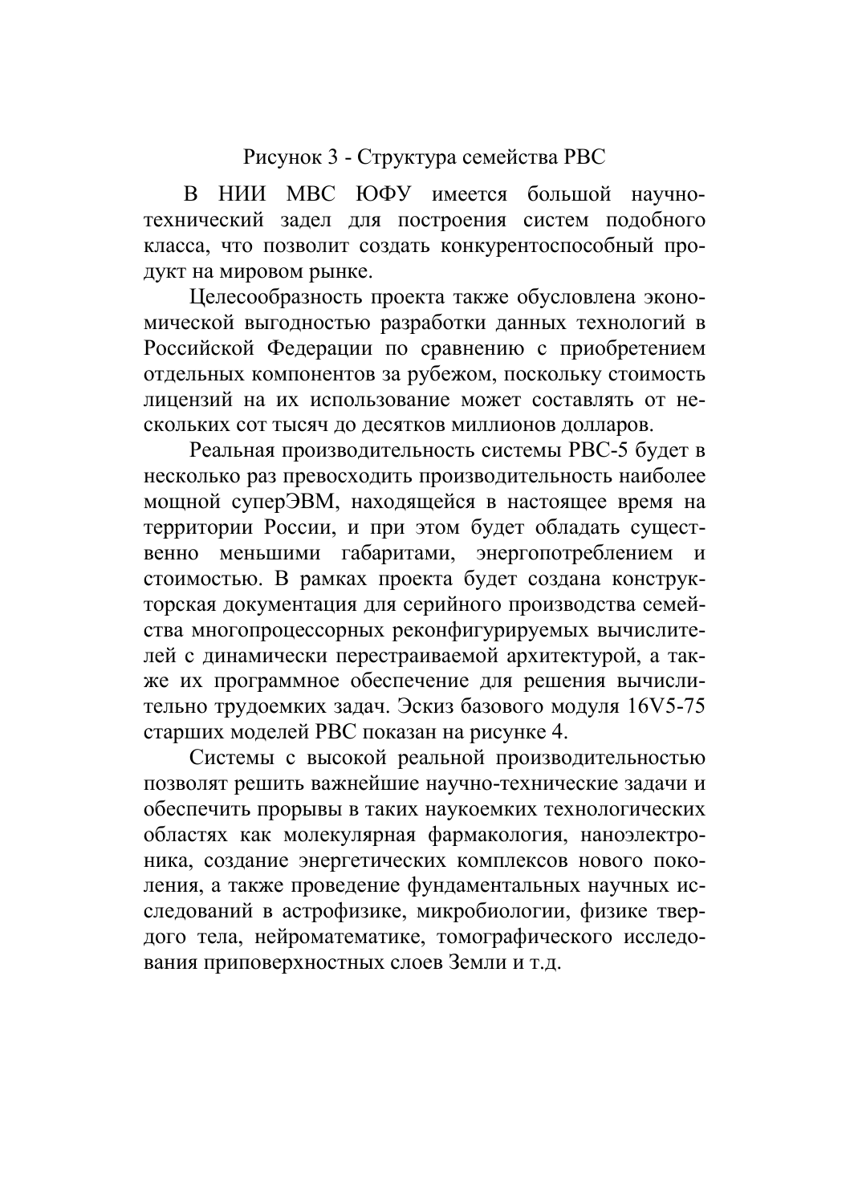Рисунок 3 - Структура семейства РВС

В НИИ МВС ЮФУ имеется большой научно-технический задел для построения систем подобного класса, что позволит создать конкурентоспособный продукт на мировом рынке.

Целесообразность проекта также обусловлена экономической выгодностью разработки данных технологий в Российской Федерации по сравнению с приобретением отдельных компонентов за рубежом, поскольку стоимость лицензий на их использование может составлять от нескольких сот тысяч до десятков миллионов долларов.

Реальная производительность системы РВС-5 будет в несколько раз превосходить производительность наиболее мощной суперЭВМ, находящейся в настоящее время на территории России, и при этом будет обладать существенно меньшими габаритами, энергопотреблением и стоимостью. В рамках проекта будет создана конструкторская документация для серийного производства семейства многопроцессорных реконфигурируемых вычислителей с динамически перестраиваемой архитектурой, а также их программное обеспечение для решения вычислительно трудоемких задач. Эскиз базового модуля 16V5-75 старших моделей РВС показан на рисунке 4.

Системы с высокой реальной производительностью позволят решить важнейшие научно-технические задачи и обеспечить прорывы в таких наукоемких технологических областях как молекулярная фармакология, наноэлектроника, создание энергетических комплексов нового поколения, а также проведение фундаментальных научных исследований в астрофизике, микробиологии, физике твердого тела, нейроматематике, томографического исследования приповерхностных слоев Земли и т.д.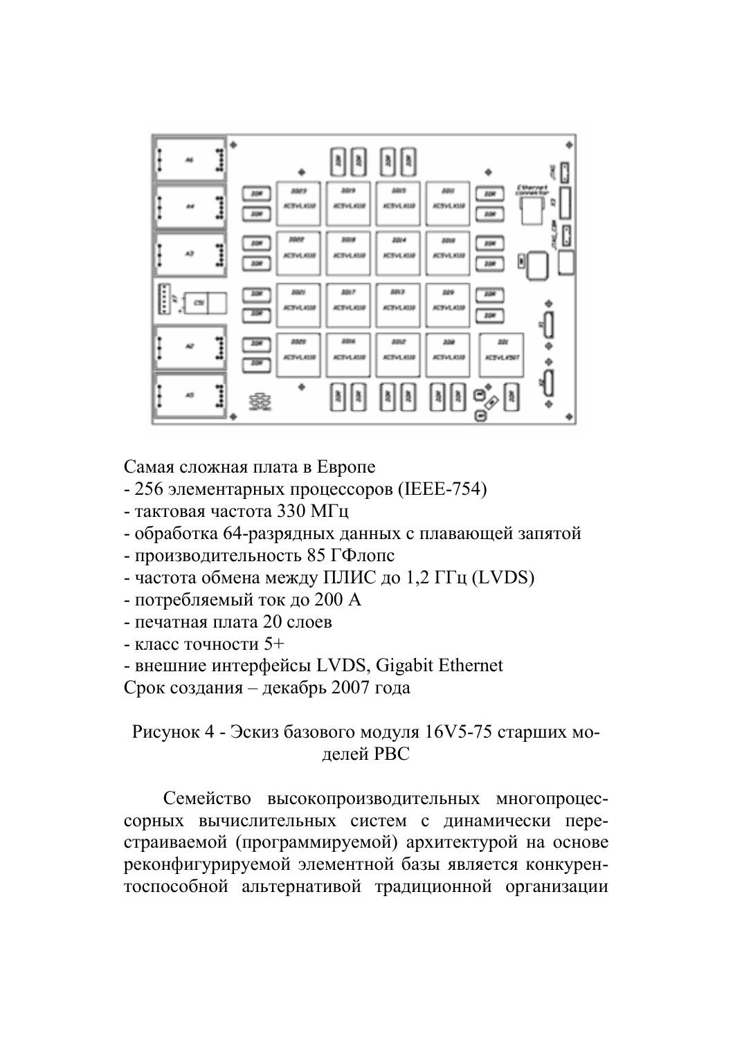Самая сложная плата в Европе

- 256 элементарных процессоров (IEEE-754)
- тактовая частота 330 МГц
- обработка 64-разрядных данных с плавающей запятой
- производительность 85 ГФлопс
- частота обмена между ПЛИС до 1,2 ГГц (LVDS)
- потребляемый ток до 200 А
- печатная плата 20 слоев
- класс точности 5+
- внешние интерфейсы LVDS, Gigabit Ethernet

Срок создания – декабрь 2007 года

Рисунок 4 - Эскиз базового модуля 16V5-75 старших моделей РВС

Семейство высокопроизводительных многопроцессорных вычислительных систем с динамически перестраиваемой (программируемой) архитектурой на основе реконфигурируемой элементной базы является конкурентоспособной альтернативой традиционной организации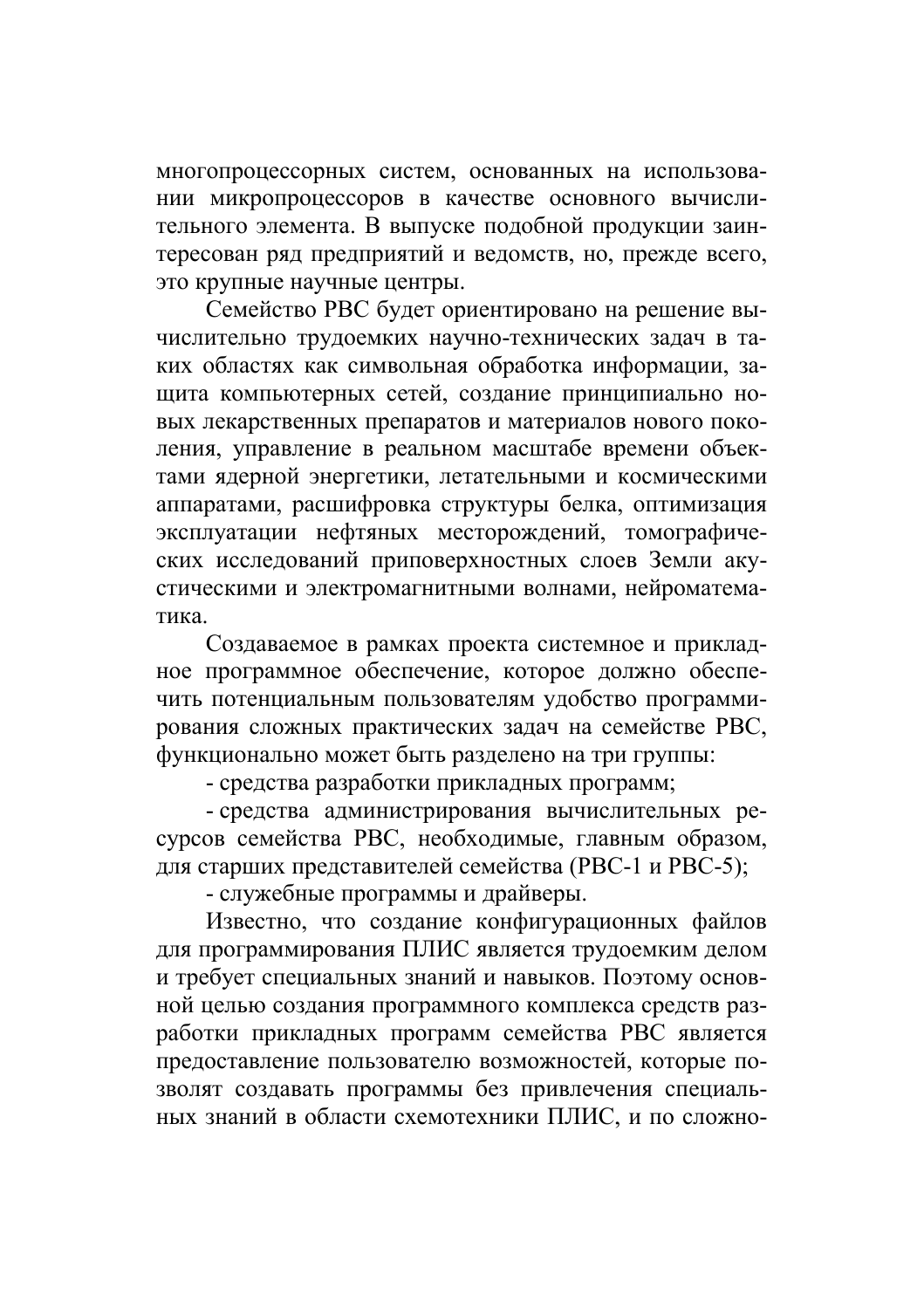многопроцессорных систем, основанных на использовании микропроцессоров в качестве основного вычислительного элемента. В выпуске подобной продукции заинтересован ряд предприятий и ведомств, но, прежде всего, это крупные научные центры.

Семейство РВС будет ориентировано на решение вычислительно трудоемких научно-технических задач в таких областях как символьная обработка информации, защита компьютерных сетей, создание принципиально новых лекарственных препаратов и материалов нового поколения, управление в реальном масштабе времени объектами ядерной энергетики, летательными и космическими аппаратами, расшифровка структуры белка, оптимизация эксплуатации нефтяных месторождений, томографических исследований приповерхностных слоев Земли акустическими и электромагнитными волнами, нейроматематика.

Создаваемое в рамках проекта системное и прикладное программное обеспечение, которое должно обеспечить потенциальным пользователям удобство программирования сложных практических задач на семействе РВС, функционально может быть разделено на три группы:

- средства разработки прикладных программ;
- средства администрирования вычислительных ресурсов семейства РВС, необходимые, главным образом, для старших представителей семейства (РВС-1 и РВС-5);
- служебные программы и драйверы.

Известно, что создание конфигурационных файлов для программирования ПЛИС является трудоемким делом и требует специальных знаний и навыков. Поэтому основной целью создания программного комплекса средств разработки прикладных программ семейства РВС является предоставление пользователю возможностей, которые позволят создавать программы без привлечения специальных знаний в области схемотехники ПЛИС, и по сложно-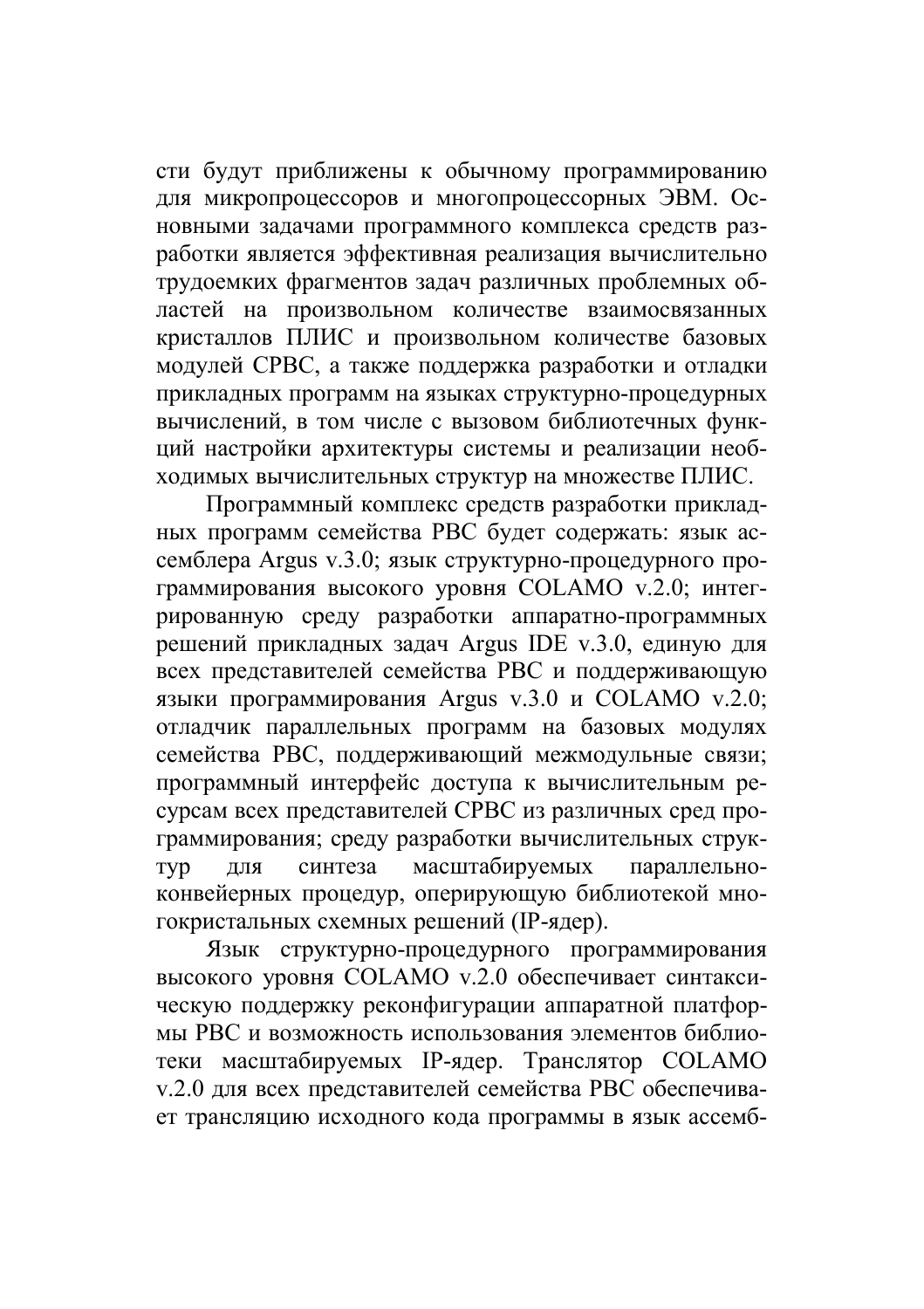сти будут приближены к обычному программированию для микропроцессоров и многопроцессорных ЭВМ. Основными задачами программного комплекса средств разработки является эффективная реализация вычислительно трудоемких фрагментов задач различных проблемных областей на произвольном количестве взаимосвязанных кристаллов ПЛИС и произвольном количестве базовых модулей СРВС, а также поддержка разработки и отладки прикладных программ на языках структурно-процедурных вычислений, в том числе с вызовом библиотечных функций настройки архитектуры системы и реализации необходимых вычислительных структур на множестве ПЛИС.

Программный комплекс средств разработки прикладных программ семейства РВС будет содержать: язык ассемблера Argus v.3.0; язык структурно-процедурного программирования высокого уровня COLAMO v.2.0; интегрированную среду разработки аппаратно-программных решений прикладных задач Argus IDE v.3.0, единую для всех представителей семейства РВС и поддерживающую языки программирования Argus v.3.0 и COLAMO v.2.0; отладчик параллельных программ на базовых модулях семейства РВС, поддерживающий межмодульные связи; программный интерфейс доступа к вычислительным ресурсам всех представителей СРВС из различных сред программирования; среду разработки вычислительных структур для синтеза масштабируемых параллельно-конвейерных процедур, оперирующую библиотекой многокристальных схемных решений (IP-ядер).

Язык структурно-процедурного программирования высокого уровня COLAMO v.2.0 обеспечивает синтаксическую поддержку реконфигурации аппаратной платформы РВС и возможность использования элементов библиотеки масштабируемых IP-ядер. Транслятор COLAMO v.2.0 для всех представителей семейства РВС обеспечивает трансляцию исходного кода программы в язык ассемб-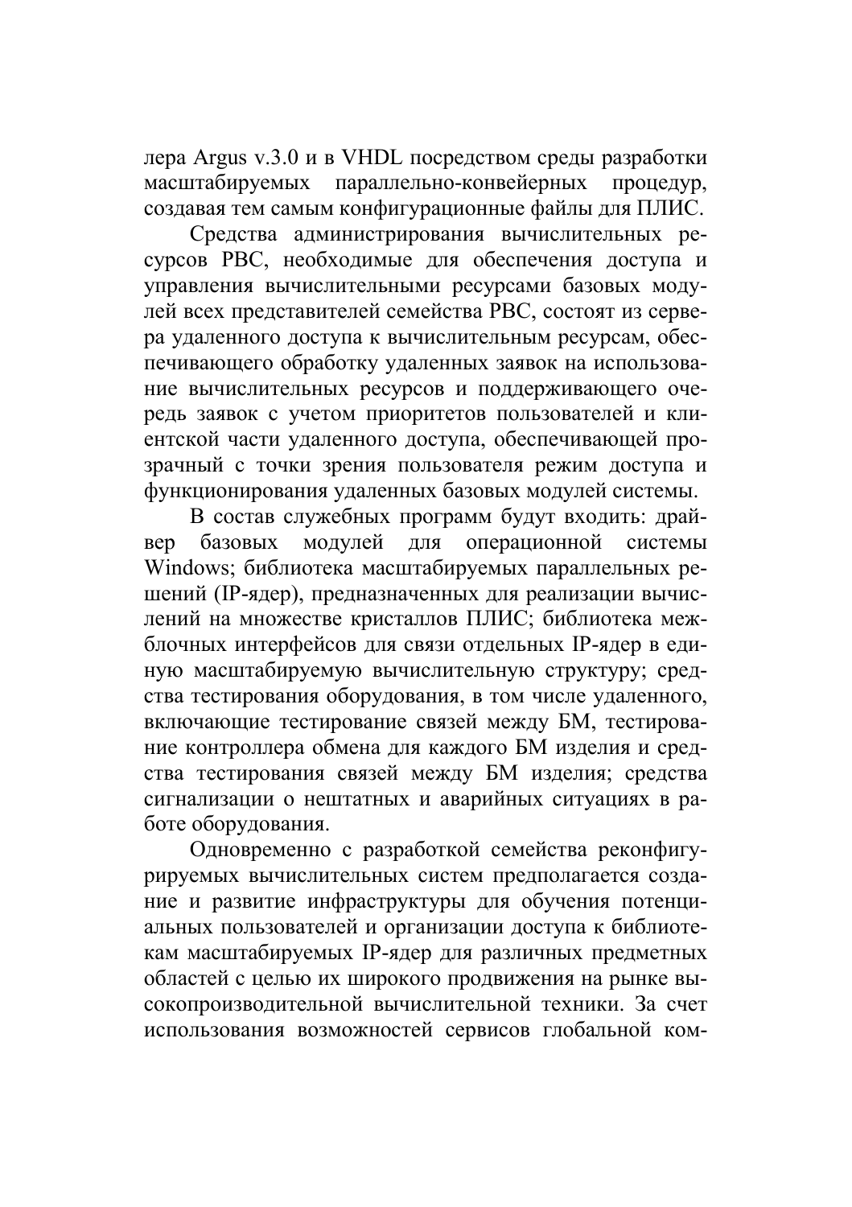лера Argus v.3.0 и в VHDL посредством среды разработки масштабируемых параллельно-конвейерных процедур, создавая тем самым конфигурационные файлы для ПЛИС.

Средства администрирования вычислительных ресурсов РВС, необходимые для обеспечения доступа и управления вычислительными ресурсами базовых модулей всех представителей семейства РВС, состоят из сервера удаленного доступа к вычислительным ресурсам, обеспечивающего обработку удаленных заявок на использование вычислительных ресурсов и поддерживающего очередь заявок с учетом приоритетов пользователей и клиентской части удаленного доступа, обеспечивающей прозрачный с точки зрения пользователя режим доступа и функционирования удаленных базовых модулей системы.

В состав служебных программ будут входить: драйвер базовых модулей для операционной системы Windows; библиотека масштабируемых параллельных решений (IP-ядер), предназначенных для реализации вычислений на множестве кристаллов ПЛИС; библиотека межблочных интерфейсов для связи отдельных IP-ядер в единую масштабируемую вычислительную структуру; средства тестирования оборудования, в том числе удаленного, включающие тестирование связей между БМ, тестирование контроллера обмена для каждого БМ изделия и средства тестирования связей между БМ изделия; средства сигнализации о нештатных и аварийных ситуациях в работе оборудования.

Одновременно с разработкой семейства реконфигурируемых вычислительных систем предполагается создание и развитие инфраструктуры для обучения потенциальных пользователей и организации доступа к библиотекам масштабируемых IP-ядер для различных предметных областей с целью их широкого продвижения на рынке высокопроизводительной вычислительной техники. За счет использования возможностей сервисов глобальной ком-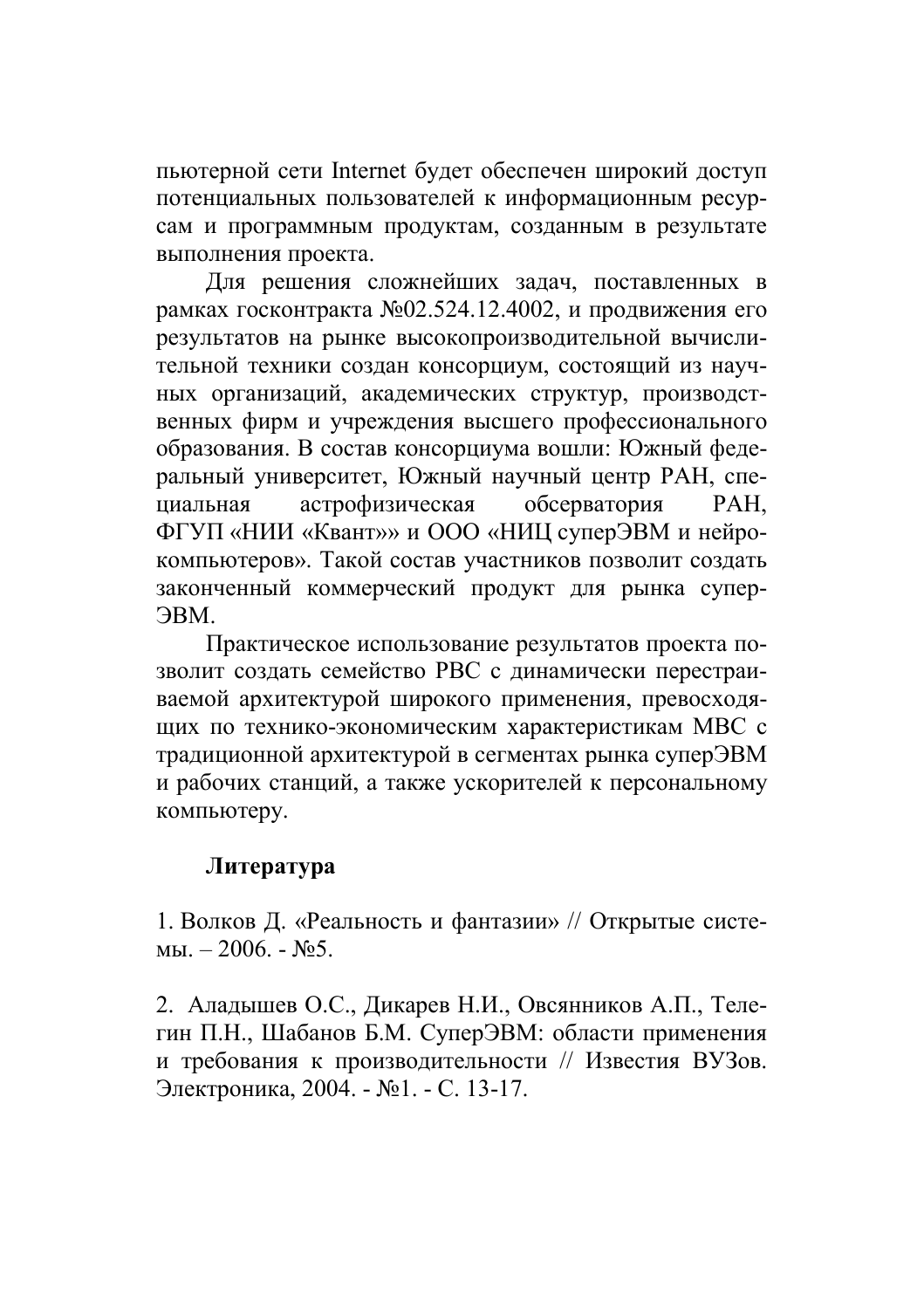пьютерной сети Internet будет обеспечен широкий доступ потенциальных пользователей к информационным ресурсам и программным продуктам, созданным в результате выполнения проекта.

Для решения сложнейших задач, поставленных в рамках госконтракта №02.524.12.4002, и продвижения его результатов на рынке высокопроизводительной вычислительной техники создан консорциум, состоящий из научных организаций, академических структур, производственных фирм и учреждения высшего профессионального образования. В состав консорциума вошли: Южный федеральный университет, Южный научный центр РАН, специальная астрофизическая обсерватория РАН, ФГУП «НИИ «Квант»» и ООО «НИЦ суперЭВМ и нейрокомпьютеров». Такой состав участников позволит создать законченный коммерческий продукт для рынка суперЭВМ.

Практическое использование результатов проекта позволит создать семейство РВС с динамически перестраиваемой архитектурой широкого применения, превосходящих по технико-экономическим характеристикам МВС с традиционной архитектурой в сегментах рынка суперЭВМ и рабочих станций, а также ускорителей к персональному компьютеру.

**Литература**

1. Волков Д. «Реальность и фантазии» // Открытые системы. – 2006. - №5.

2. Аладышев О.С., Дикарев Н.И., Овсянников А.П., Телегин П.Н., Шабанов Б.М. СуперЭВМ: области применения и требования к производительности // Известия ВУЗов. Электроника, 2004. - №1. - С. 13-17.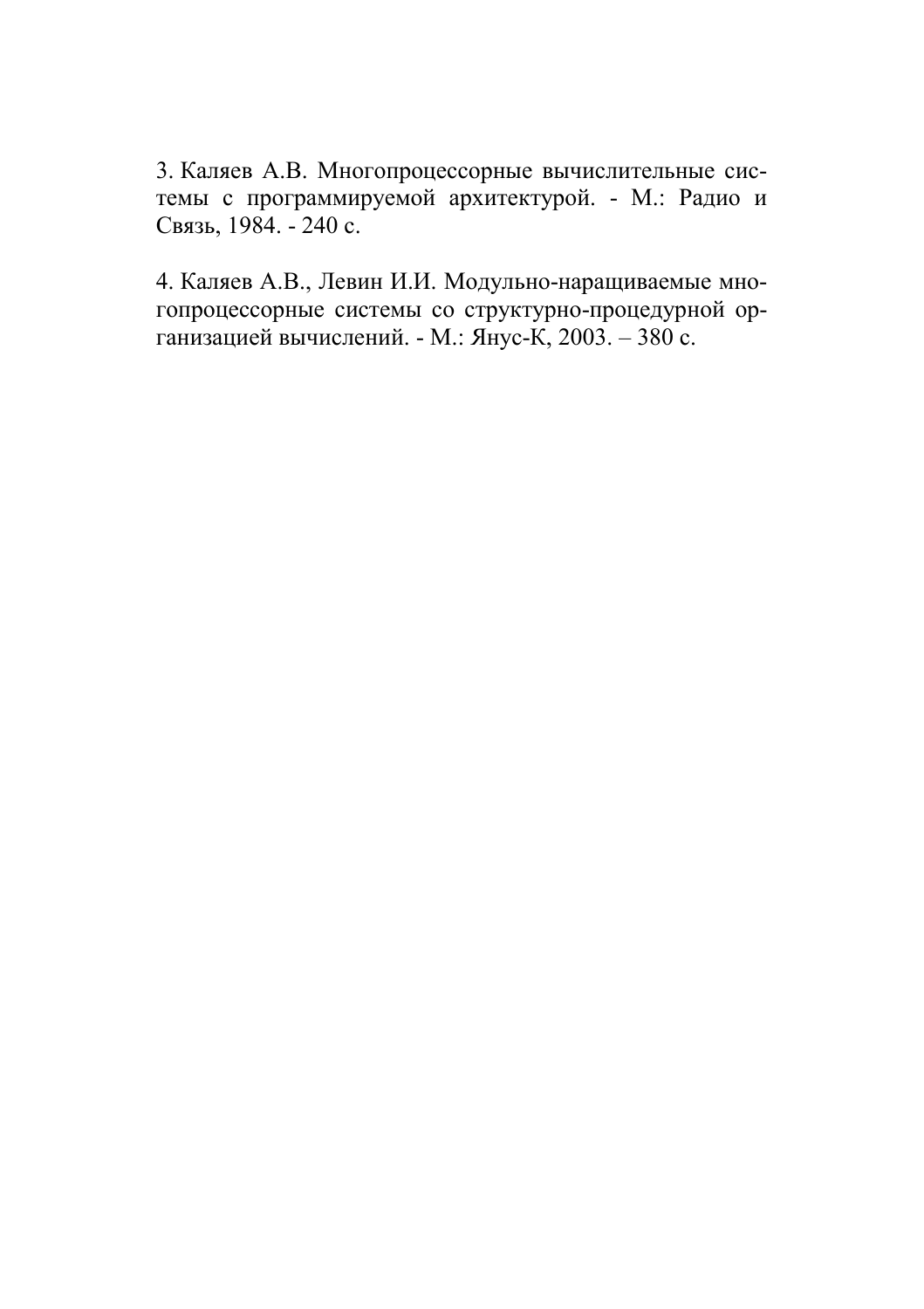3. Каляев А.В. Многопроцессорные вычислительные системы с программируемой архитектурой. - М.: Радио и Связь, 1984. - 240 с.

4. Каляев А.В., Левин И.И. Модульно-наращиваемые многопроцессорные системы со структурно-процедурной организацией вычислений. - М.: Янус-К, 2003. – 380 с.